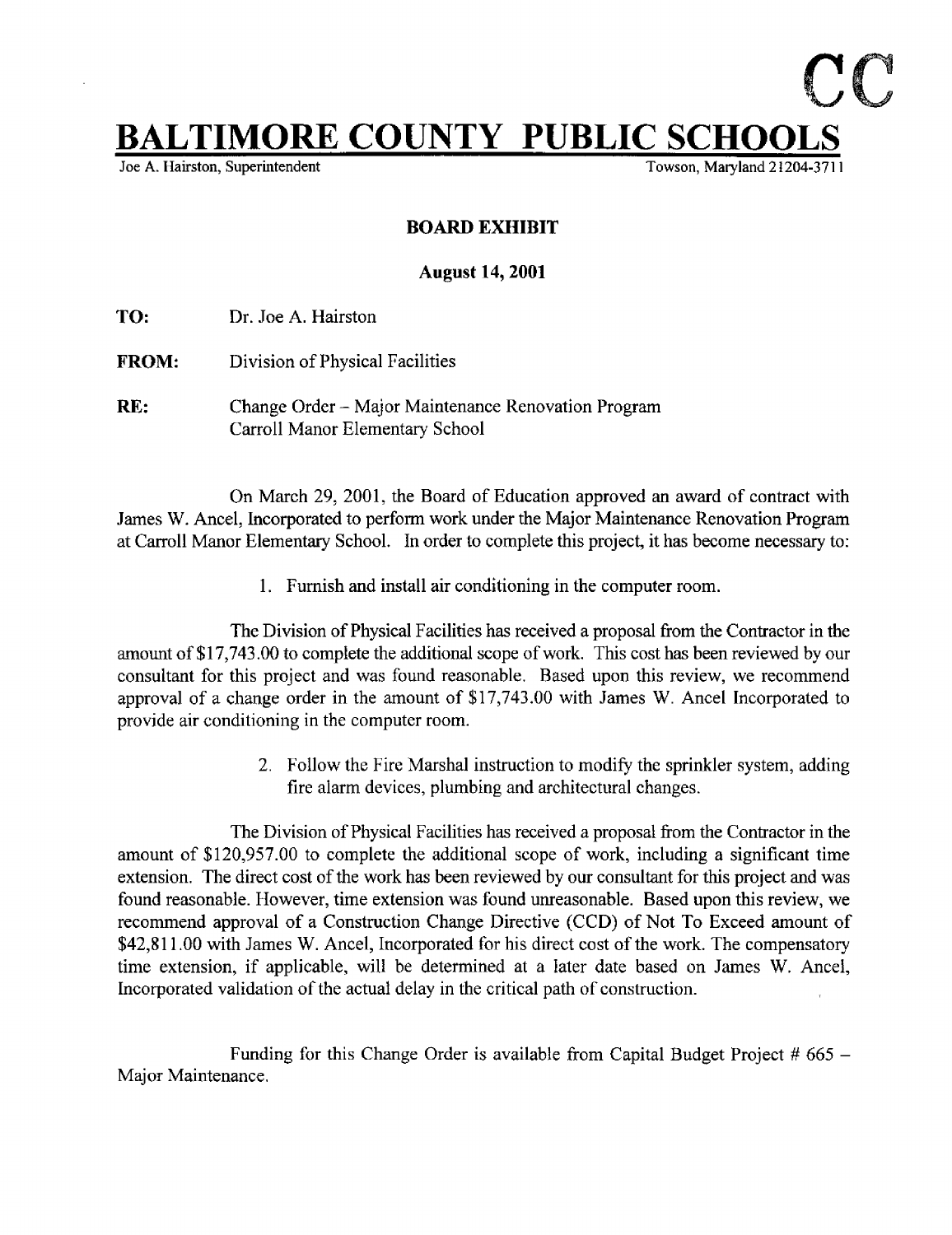CC

# BALTIMORE COUNTY PUBLIC SCHOOLS

Joe A. Hairston, Superintendent — Towson, Maryland 21204-3711

**BOARD EXHIBIT**

**August 14, 2001**

**TO:** Dr. Joe A. Hairston

**FROM:** Division of Physical Facilities

**RE:** Change Order – Major Maintenance Renovation Program
Carroll Manor Elementary School

On March 29, 2001, the Board of Education approved an award of contract with James W. Ancel, Incorporated to perform work under the Major Maintenance Renovation Program at Carroll Manor Elementary School. In order to complete this project, it has become necessary to:

1. Furnish and install air conditioning in the computer room.

The Division of Physical Facilities has received a proposal from the Contractor in the amount of $17,743.00 to complete the additional scope of work. This cost has been reviewed by our consultant for this project and was found reasonable. Based upon this review, we recommend approval of a change order in the amount of $17,743.00 with James W. Ancel Incorporated to provide air conditioning in the computer room.

2. Follow the Fire Marshal instruction to modify the sprinkler system, adding fire alarm devices, plumbing and architectural changes.

The Division of Physical Facilities has received a proposal from the Contractor in the amount of $120,957.00 to complete the additional scope of work, including a significant time extension. The direct cost of the work has been reviewed by our consultant for this project and was found reasonable. However, time extension was found unreasonable. Based upon this review, we recommend approval of a Construction Change Directive (CCD) of Not To Exceed amount of $42,811.00 with James W. Ancel, Incorporated for his direct cost of the work. The compensatory time extension, if applicable, will be determined at a later date based on James W. Ancel, Incorporated validation of the actual delay in the critical path of construction.

Funding for this Change Order is available from Capital Budget Project # 665 – Major Maintenance.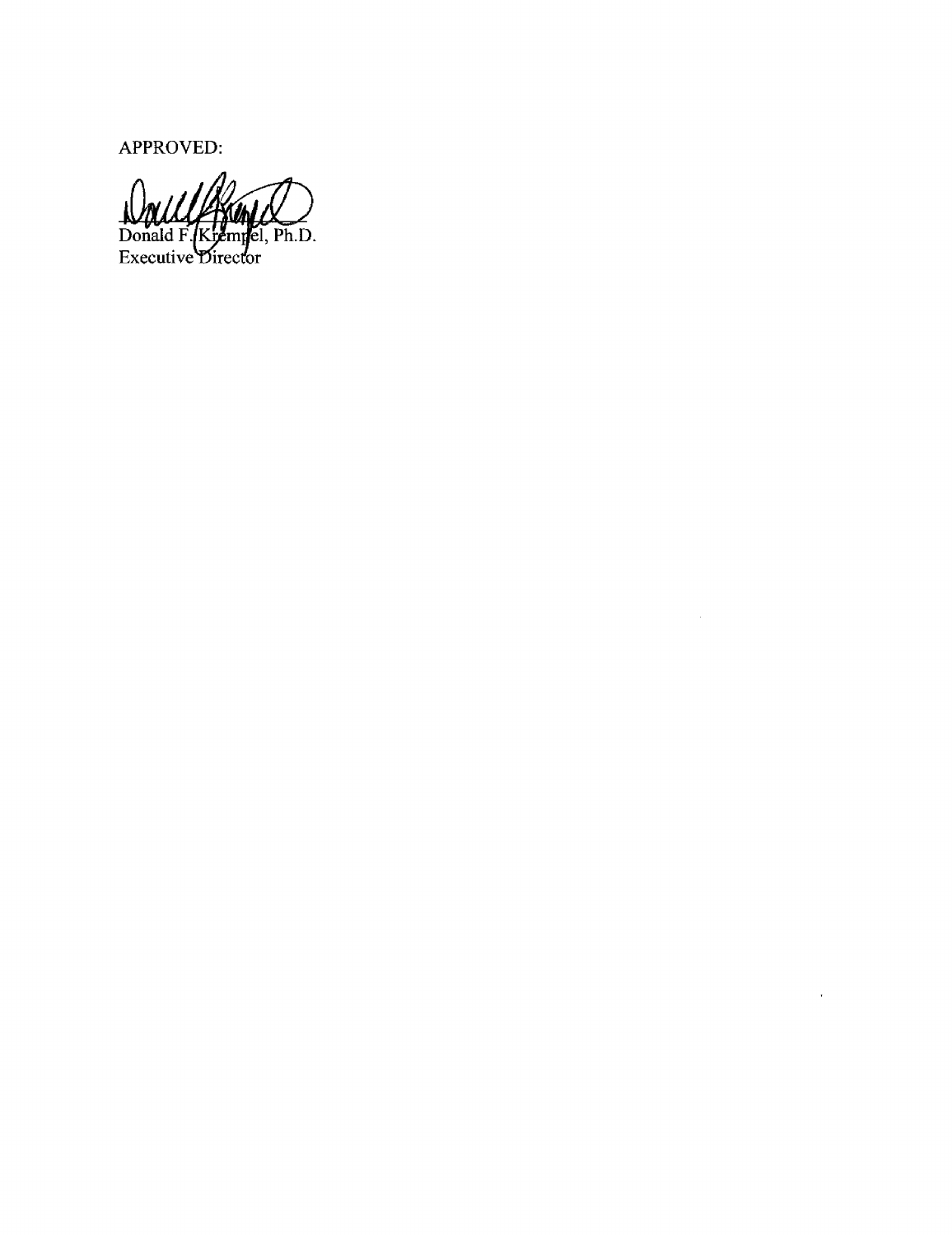APPROVED:

Donald F. Krempel, Ph.D.
Executive Director